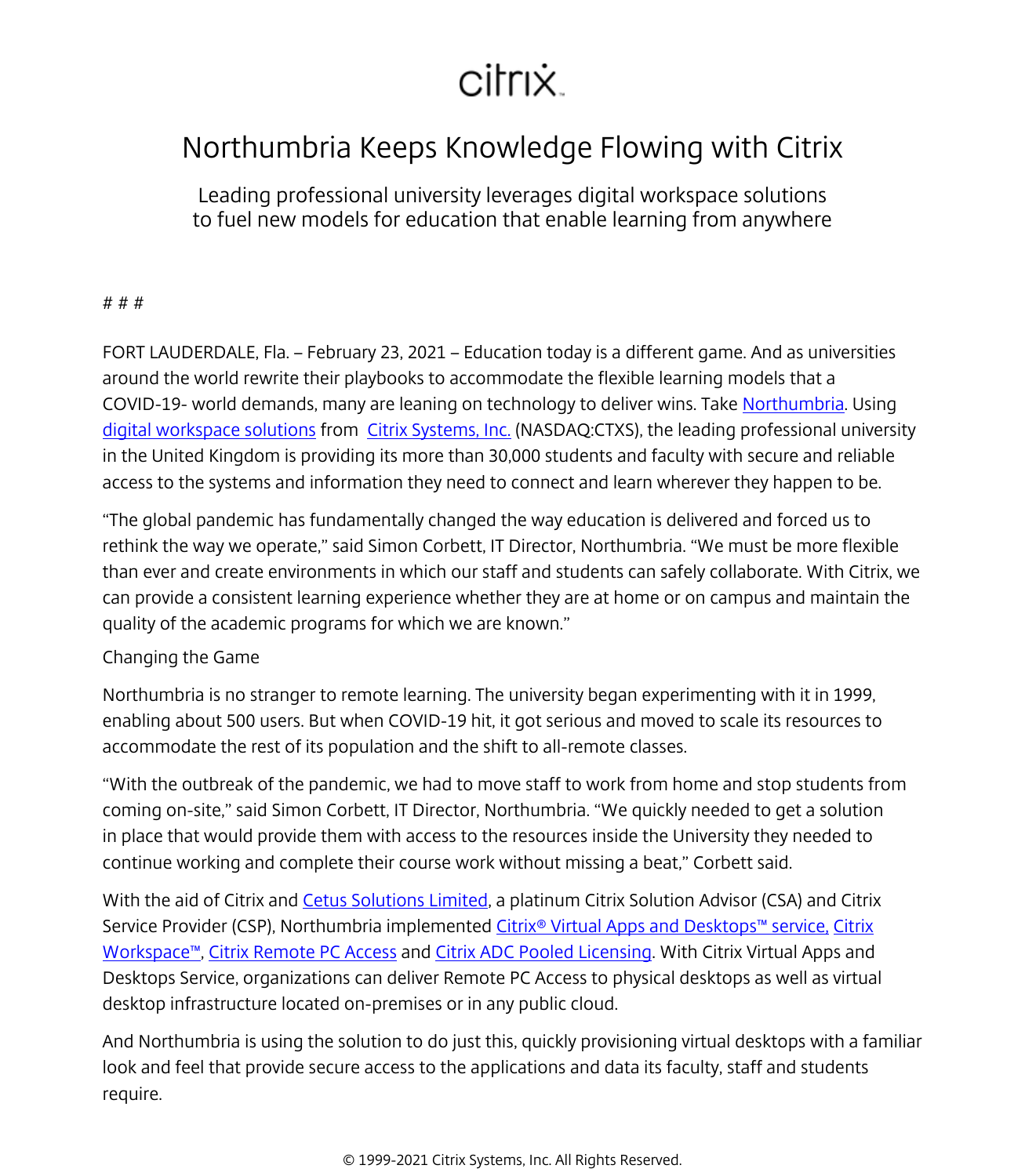citrix

# Northumbria Keeps Knowledge Flowing with Citrix

Leading professional university leverages digital workspace solutions to fuel new models for education that enable learning from anywhere

# # #

FORT LAUDERDALE, Fla. – February 23, 2021 – Education today is a different game. And as universities around the world rewrite their playbooks to accommodate the flexible learning models that a COVID-19- world demands, many are leaning on technology to deliver wins. Take Northumbria. Using digital workspace solutions from Citrix Systems, Inc. (NASDAQ:CTXS), the leading professional university in the United Kingdom is providing its more than 30,000 students and faculty with secure and reliable access to the systems and information they need to connect and learn wherever they happen to be.

"The global pandemic has fundamentally changed the way education is delivered and forced us to rethink the way we operate," said Simon Corbett, IT Director, Northumbria. "We must be more flexible than ever and create environments in which our staff and students can safely collaborate. With Citrix, we can provide a consistent learning experience whether they are at home or on campus and maintain the quality of the academic programs for which we are known."

Changing the Game

Northumbria is no stranger to remote learning. The university began experimenting with it in 1999, enabling about 500 users. But when COVID-19 hit, it got serious and moved to scale its resources to accommodate the rest of its population and the shift to all-remote classes.

"With the outbreak of the pandemic, we had to move staff to work from home and stop students from coming on-site," said Simon Corbett, IT Director, Northumbria. "We quickly needed to get a solution in place that would provide them with access to the resources inside the University they needed to continue working and complete their course work without missing a beat," Corbett said.

With the aid of Citrix and Cetus Solutions Limited, a platinum Citrix Solution Advisor (CSA) and Citrix Service Provider (CSP), Northumbria implemented Citrix® Virtual Apps and Desktops™ service, Citrix Workspace™, Citrix Remote PC Access and Citrix ADC Pooled Licensing. With Citrix Virtual Apps and Desktops Service, organizations can deliver Remote PC Access to physical desktops as well as virtual desktop infrastructure located on-premises or in any public cloud.

And Northumbria is using the solution to do just this, quickly provisioning virtual desktops with a familiar look and feel that provide secure access to the applications and data its faculty, staff and students require.

© 1999-2021 Citrix Systems, Inc. All Rights Reserved.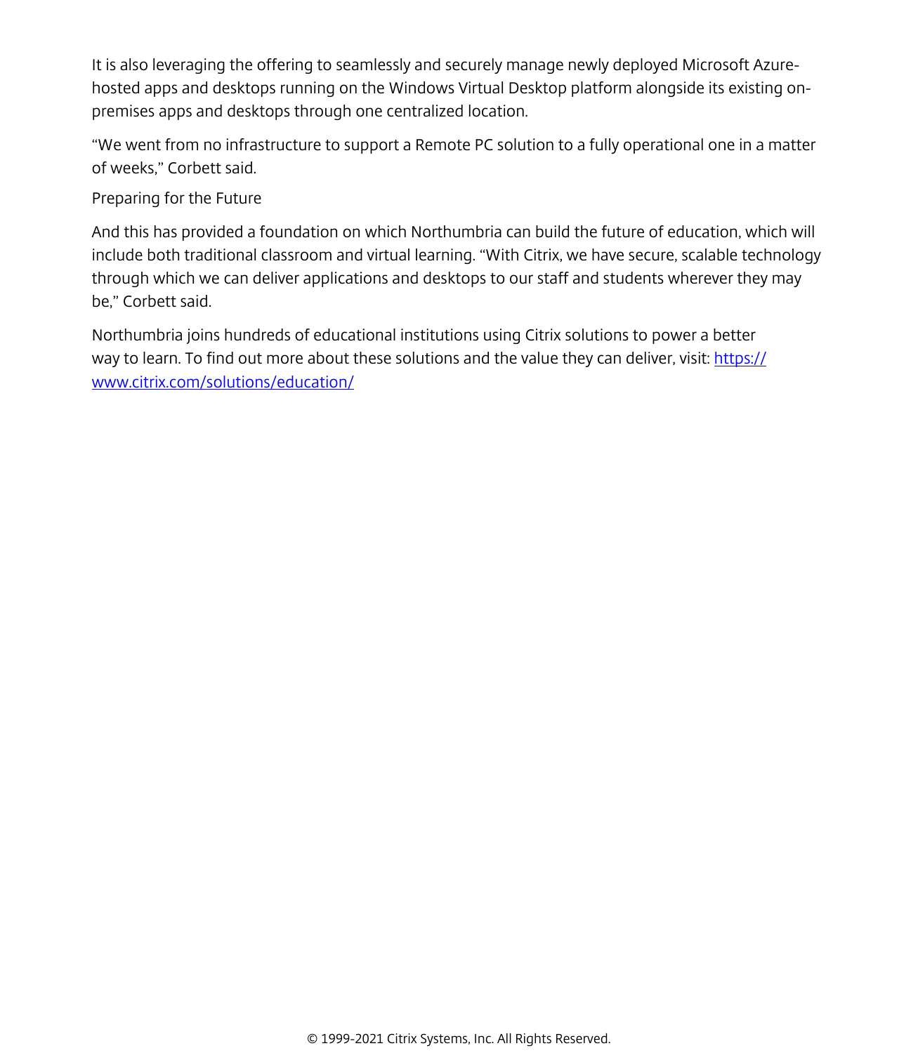It is also leveraging the offering to seamlessly and securely manage newly deployed Microsoft Azure-hosted apps and desktops running on the Windows Virtual Desktop platform alongside its existing on-premises apps and desktops through one centralized location.

"We went from no infrastructure to support a Remote PC solution to a fully operational one in a matter of weeks," Corbett said.

## Preparing for the Future

And this has provided a foundation on which Northumbria can build the future of education, which will include both traditional classroom and virtual learning. "With Citrix, we have secure, scalable technology through which we can deliver applications and desktops to our staff and students wherever they may be," Corbett said.

Northumbria joins hundreds of educational institutions using Citrix solutions to power a better way to learn. To find out more about these solutions and the value they can deliver, visit: [https://www.citrix.com/solutions/education/](https://www.citrix.com/solutions/education/)

© 1999-2021 Citrix Systems, Inc. All Rights Reserved.